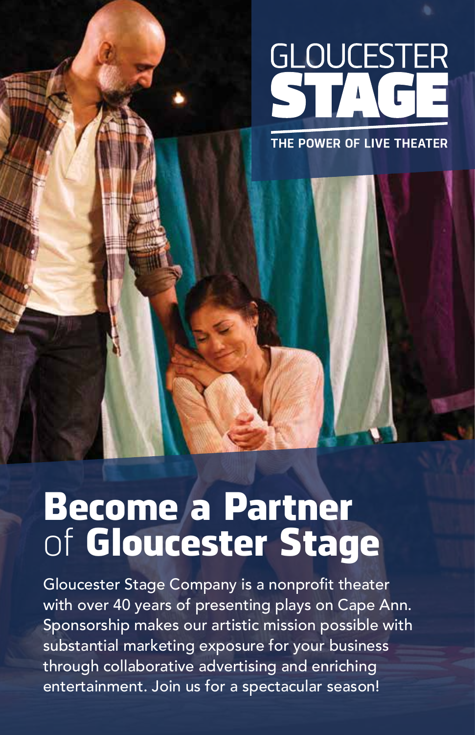GLOUCESTER
STAGE

THE POWER OF LIVE THEATER

# Become a Partner of Gloucester Stage

Gloucester Stage Company is a nonprofit theater with over 40 years of presenting plays on Cape Ann. Sponsorship makes our artistic mission possible with substantial marketing exposure for your business through collaborative advertising and enriching entertainment. Join us for a spectacular season!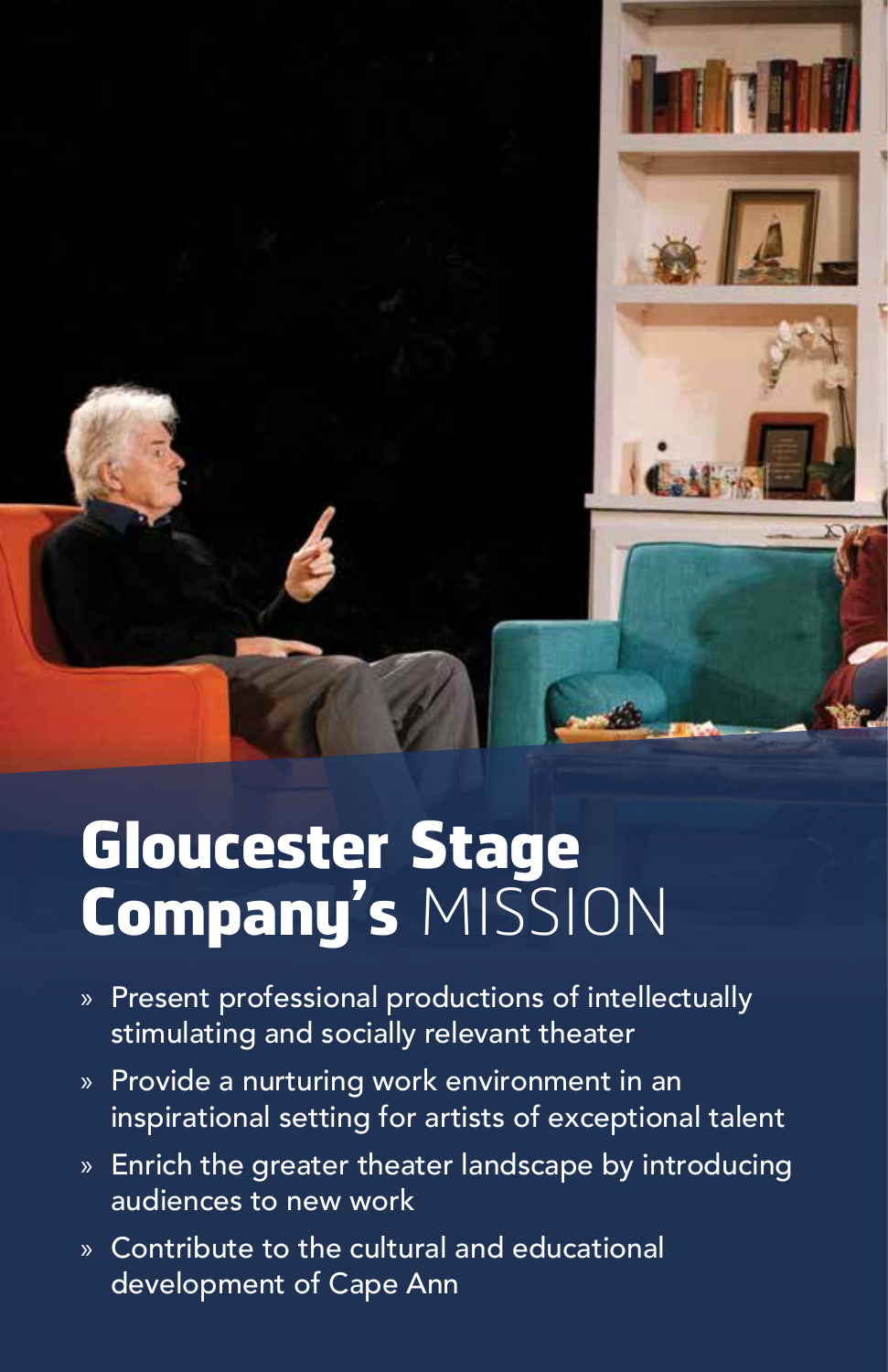# Gloucester Stage Company's MISSION

- Present professional productions of intellectually stimulating and socially relevant theater
- Provide a nurturing work environment in an inspirational setting for artists of exceptional talent
- Enrich the greater theater landscape by introducing audiences to new work
- Contribute to the cultural and educational development of Cape Ann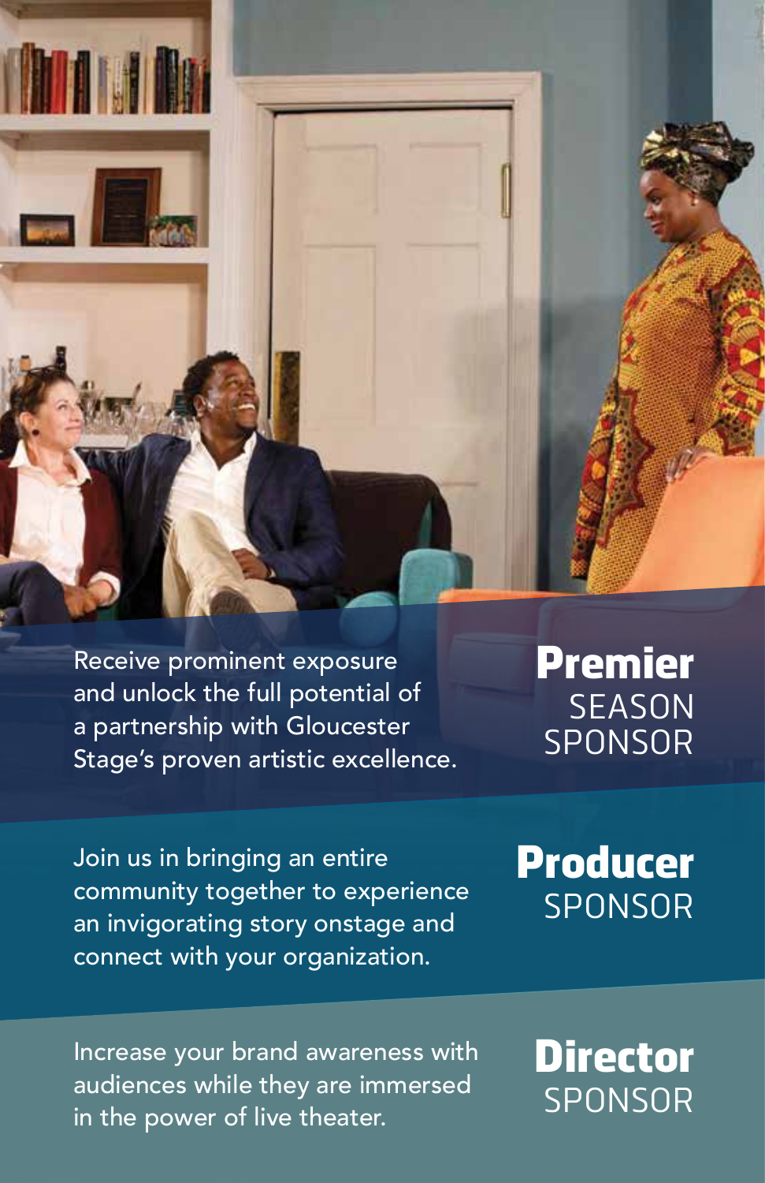## Premier SEASON SPONSOR

Receive prominent exposure and unlock the full potential of a partnership with Gloucester Stage's proven artistic excellence.

## Producer SPONSOR

Join us in bringing an entire community together to experience an invigorating story onstage and connect with your organization.

## Director SPONSOR

Increase your brand awareness with audiences while they are immersed in the power of live theater.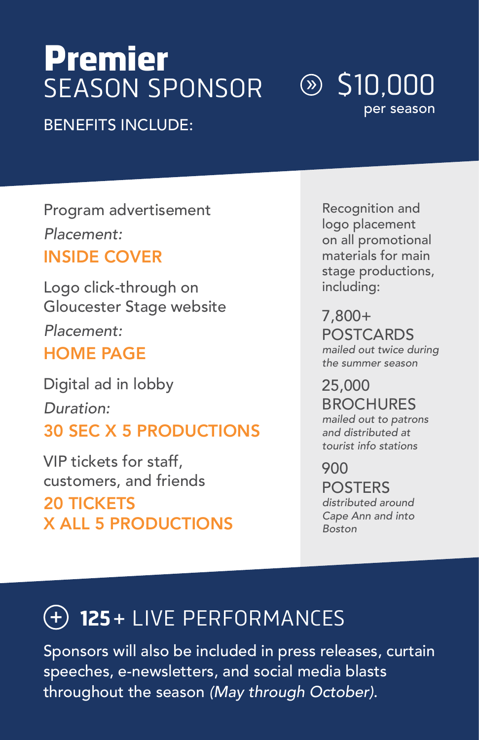# **Premier** SEASON SPONSOR

» $10,000 per season

BENEFITS INCLUDE:

Program advertisement
*Placement:*
**INSIDE COVER**

Logo click-through on Gloucester Stage website
*Placement:*
**HOME PAGE**

Digital ad in lobby
*Duration:*
**30 SEC X 5 PRODUCTIONS**

VIP tickets for staff, customers, and friends
**20 TICKETS X ALL 5 PRODUCTIONS**

Recognition and logo placement on all promotional materials for main stage productions, including:

7,800+ POSTCARDS
*mailed out twice during the summer season*

25,000 BROCHURES
*mailed out to patrons and distributed at tourist info stations*

900 POSTERS
*distributed around Cape Ann and into Boston*

## + **125+** LIVE PERFORMANCES

Sponsors will also be included in press releases, curtain speeches, e-newsletters, and social media blasts throughout the season *(May through October).*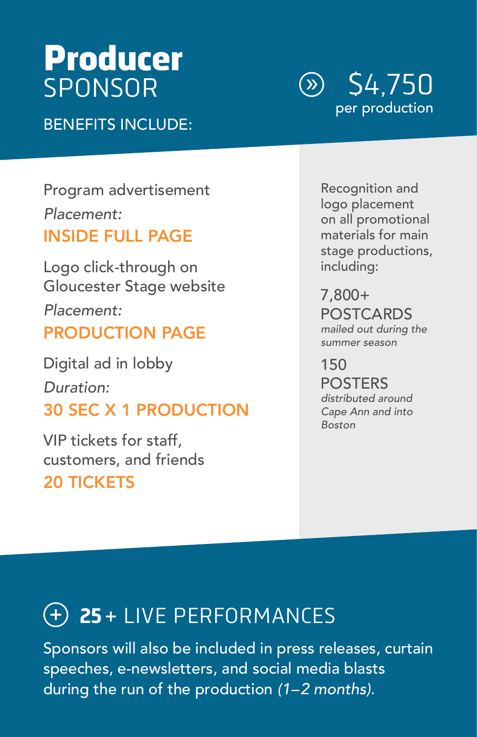# Producer SPONSOR

BENEFITS INCLUDE:

$4,750 per production

Program advertisement

*Placement:*

**INSIDE FULL PAGE**

Logo click-through on Gloucester Stage website

*Placement:*

**PRODUCTION PAGE**

Digital ad in lobby

*Duration:*

**30 SEC X 1 PRODUCTION**

VIP tickets for staff, customers, and friends

**20 TICKETS**

Recognition and logo placement on all promotional materials for main stage productions, including:

7,800+ POSTCARDS

*mailed out during the summer season*

150 POSTERS

*distributed around Cape Ann and into Boston*

## **25+** LIVE PERFORMANCES

Sponsors will also be included in press releases, curtain speeches, e-newsletters, and social media blasts during the run of the production *(1–2 months).*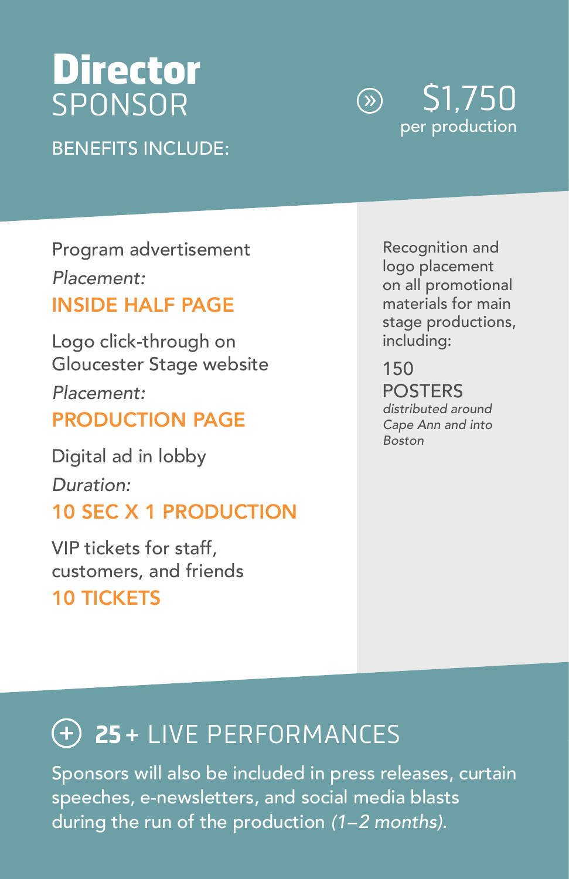# Director SPONSOR

$1,750 per production

BENEFITS INCLUDE:

Program advertisement
*Placement:*
**INSIDE HALF PAGE**

Logo click-through on Gloucester Stage website
*Placement:*
**PRODUCTION PAGE**

Digital ad in lobby
*Duration:*
**10 SEC X 1 PRODUCTION**

VIP tickets for staff, customers, and friends
**10 TICKETS**

Recognition and logo placement on all promotional materials for main stage productions, including:

150 POSTERS
*distributed around Cape Ann and into Boston*

## 25+ LIVE PERFORMANCES

Sponsors will also be included in press releases, curtain speeches, e-newsletters, and social media blasts during the run of the production *(1–2 months).*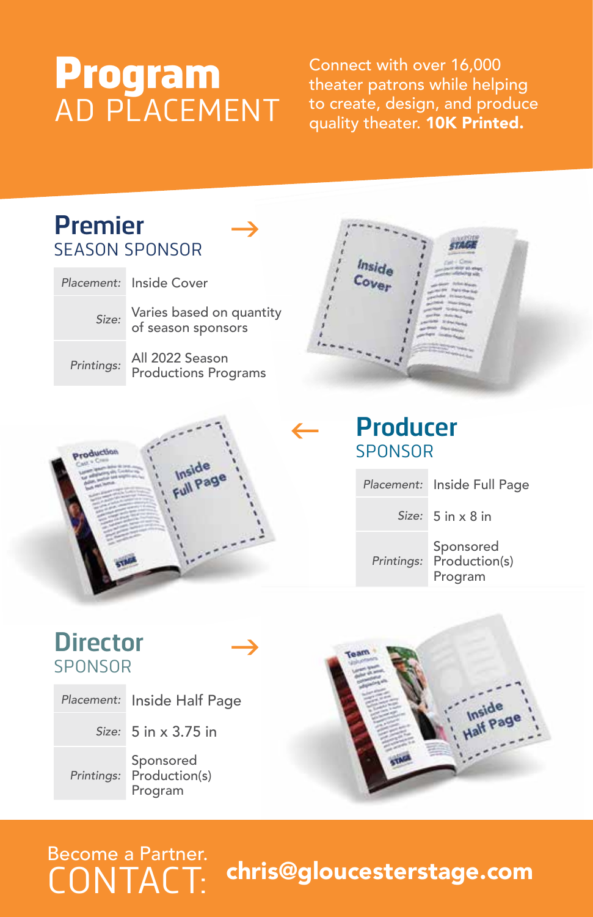# Program AD PLACEMENT

Connect with over 16,000 theater patrons while helping to create, design, and produce quality theater. **10K Printed.**

## Premier SEASON SPONSOR

| | |
|---|---|
| *Placement:* | Inside Cover |
| *Size:* | Varies based on quantity of season sponsors |
| *Printings:* | All 2022 Season Productions Programs |

## Producer SPONSOR

| | |
|---|---|
| *Placement:* | Inside Full Page |
| *Size:* | 5 in x 8 in |
| *Printings:* | Sponsored Production(s) Program |

## Director SPONSOR

| | |
|---|---|
| *Placement:* | Inside Half Page |
| *Size:* | 5 in x 3.75 in |
| *Printings:* | Sponsored Production(s) Program |

Become a Partner.

CONTACT: **chris@gloucesterstage.com**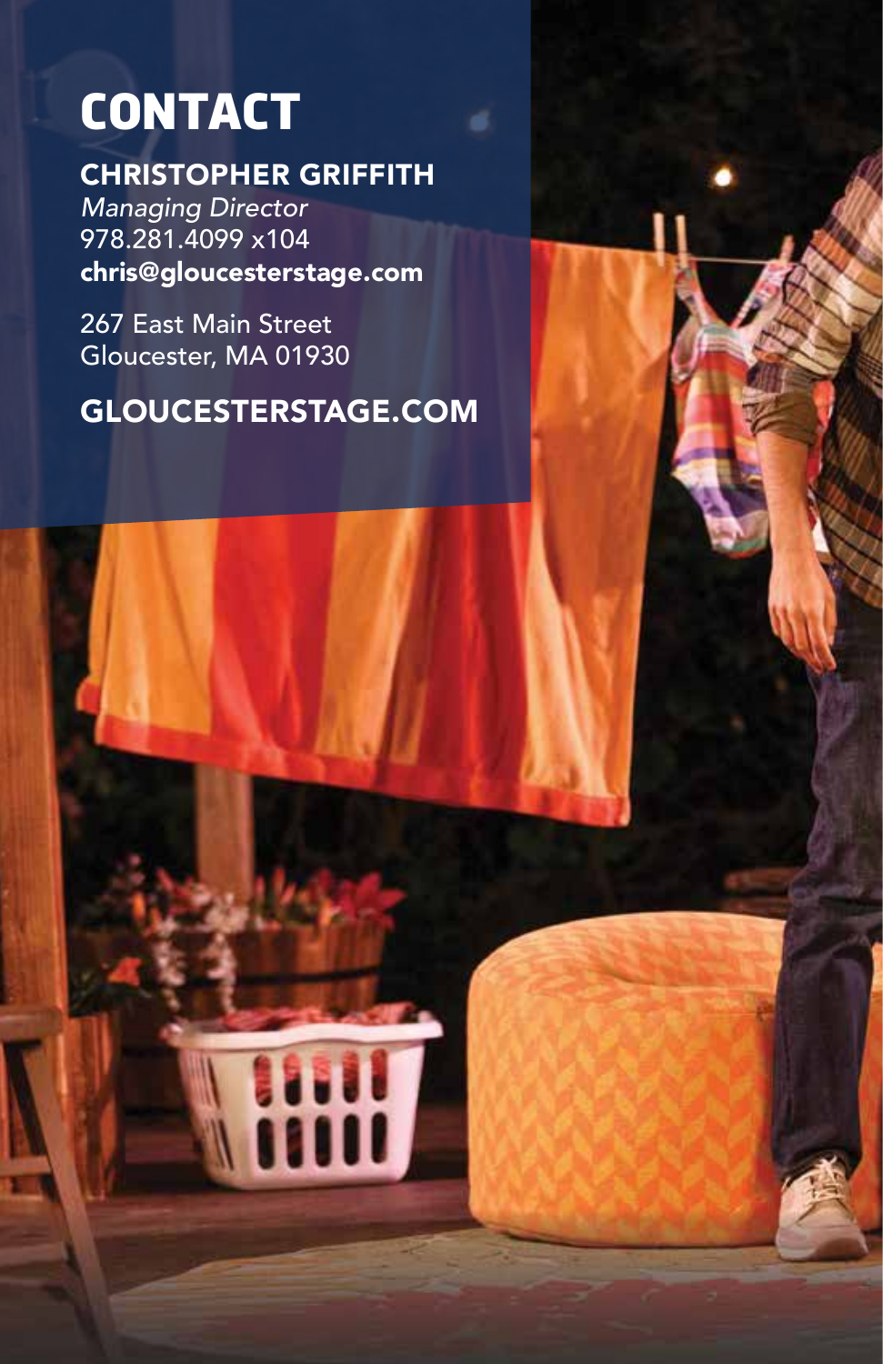# CONTACT

## CHRISTOPHER GRIFFITH

*Managing Director*
978.281.4099 x104
**chris@gloucesterstage.com**

267 East Main Street
Gloucester, MA 01930

## GLOUCESTERSTAGE.COM